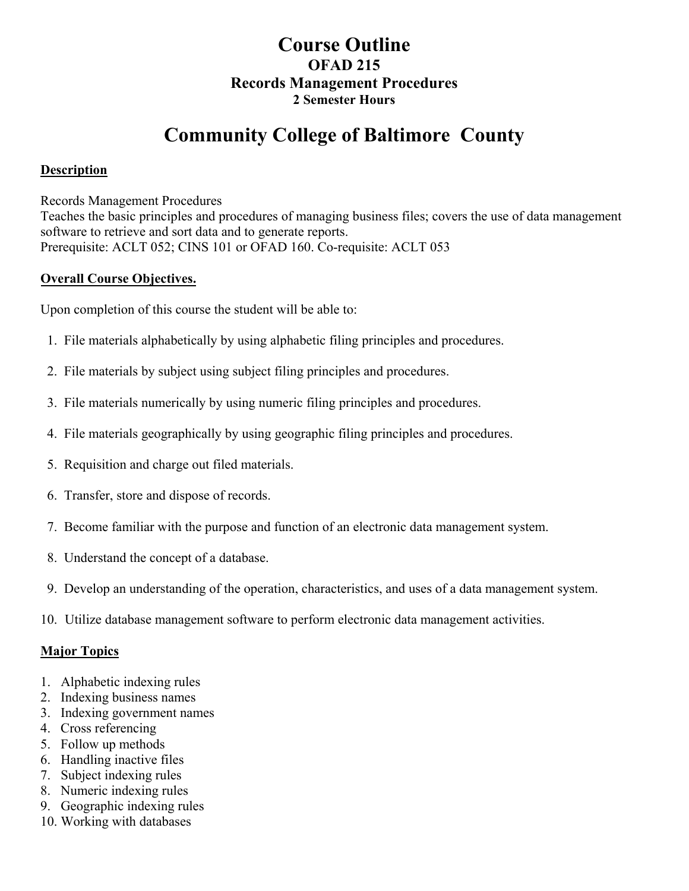# Course Outline

## OFAD 215

## Records Management Procedures

**2 Semester Hours**

# Community College of Baltimore County

**Description**

Records Management Procedures
Teaches the basic principles and procedures of managing business files; covers the use of data management software to retrieve and sort data and to generate reports.
Prerequisite: ACLT 052; CINS 101 or OFAD 160. Co-requisite: ACLT 053

**Overall Course Objectives.**

Upon completion of this course the student will be able to:

1. File materials alphabetically by using alphabetic filing principles and procedures.
2. File materials by subject using subject filing principles and procedures.
3. File materials numerically by using numeric filing principles and procedures.
4. File materials geographically by using geographic filing principles and procedures.
5. Requisition and charge out filed materials.
6. Transfer, store and dispose of records.
7. Become familiar with the purpose and function of an electronic data management system.
8. Understand the concept of a database.
9. Develop an understanding of the operation, characteristics, and uses of a data management system.
10. Utilize database management software to perform electronic data management activities.

**Major Topics**

1. Alphabetic indexing rules
2. Indexing business names
3. Indexing government names
4. Cross referencing
5. Follow up methods
6. Handling inactive files
7. Subject indexing rules
8. Numeric indexing rules
9. Geographic indexing rules
10. Working with databases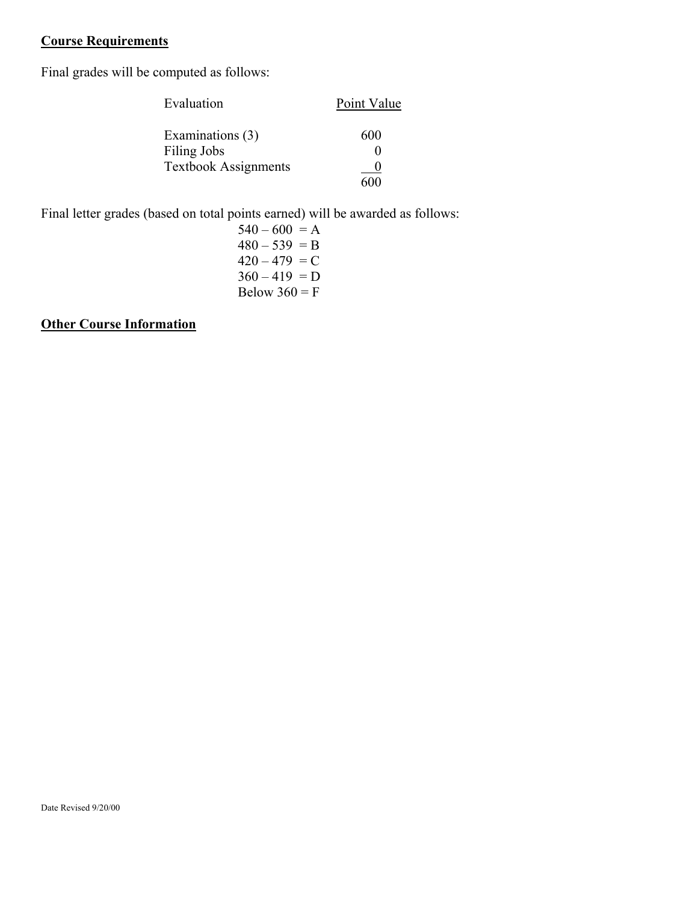**Course Requirements**

Final grades will be computed as follows:

| Evaluation | Point Value |
|---|---|
| Examinations (3) | 600 |
| Filing Jobs | 0 |
| Textbook Assignments | 0 |
| | 600 |

Final letter grades (based on total points earned) will be awarded as follows:

540 – 600 = A
480 – 539 = B
420 – 479 = C
360 – 419 = D
Below 360 = F

**Other Course Information**

Date Revised 9/20/00